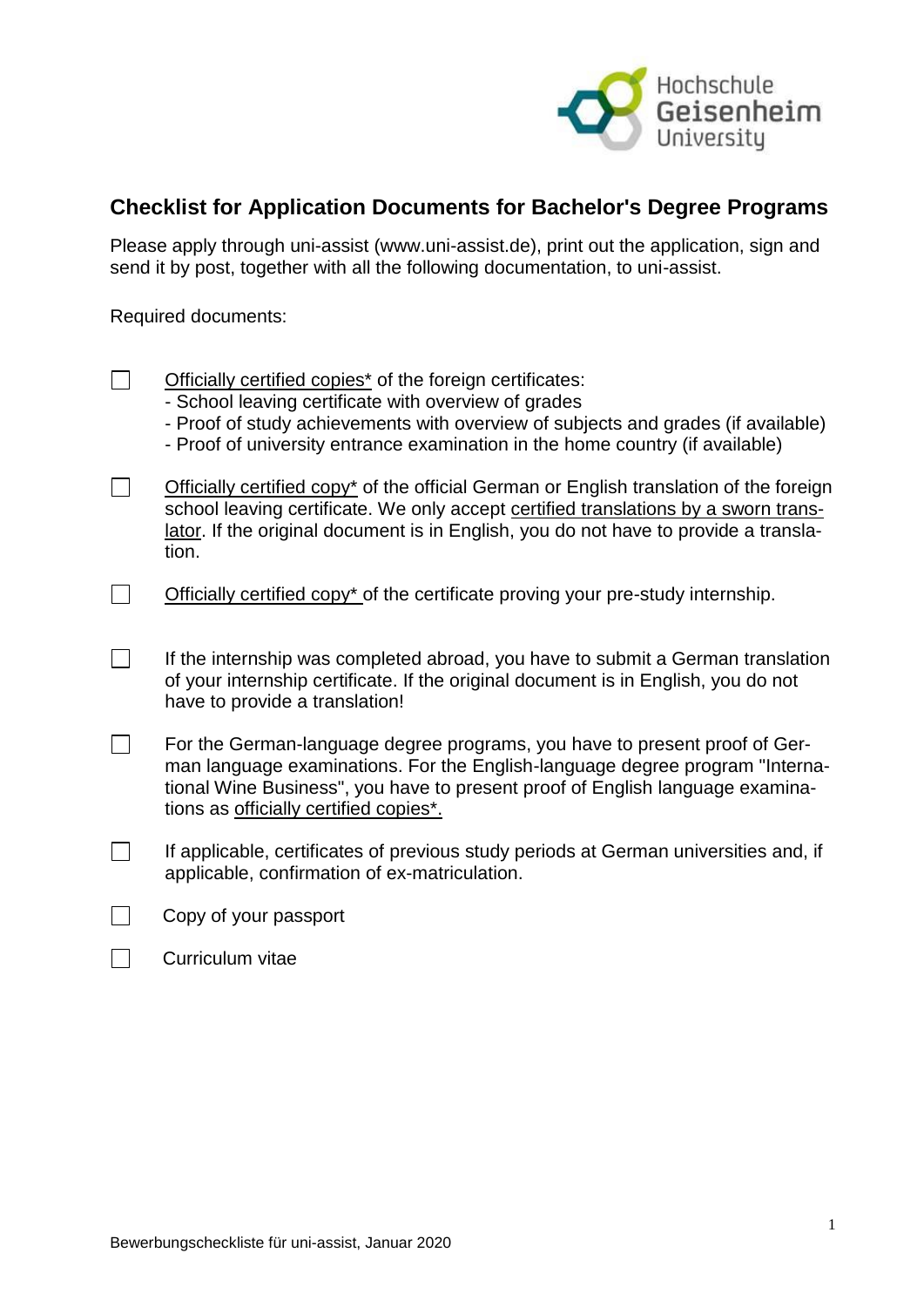## Checklist for Application Documents for Bachelor's Degree Programs

Please apply through uni-assist (www.uni-assist.de), print out the application, sign and send it by post, together with all the following documentation, to uni-assist.

Required documents:

- [ ] Officially certified copies* of the foreign certificates:
  - School leaving certificate with overview of grades
  - Proof of study achievements with overview of subjects and grades (if available)
  - Proof of university entrance examination in the home country (if available)
- [ ] Officially certified copy* of the official German or English translation of the foreign school leaving certificate. We only accept certified translations by a sworn translator. If the original document is in English, you do not have to provide a translation.
- [ ] Officially certified copy* of the certificate proving your pre-study internship.
- [ ] If the internship was completed abroad, you have to submit a German translation of your internship certificate. If the original document is in English, you do not have to provide a translation!
- [ ] For the German-language degree programs, you have to present proof of German language examinations. For the English-language degree program "International Wine Business", you have to present proof of English language examinations as officially certified copies*.
- [ ] If applicable, certificates of previous study periods at German universities and, if applicable, confirmation of ex-matriculation.
- [ ] Copy of your passport
- [ ] Curriculum vitae

Bewerbungscheckliste für uni-assist, Januar 2020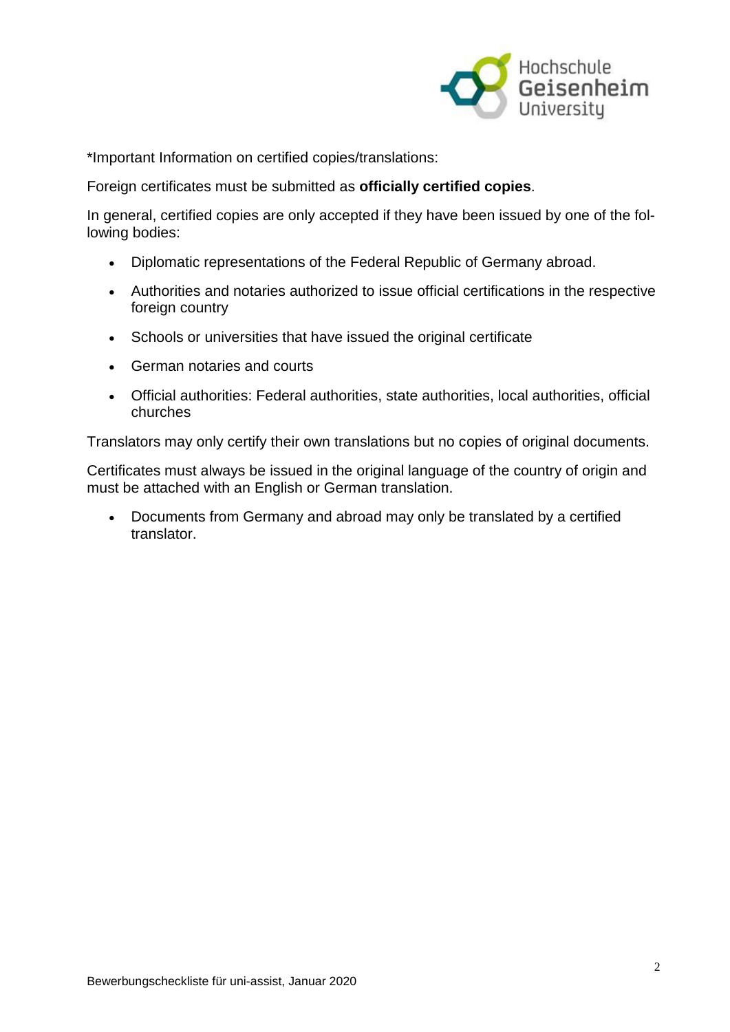*Important Information on certified copies/translations:

Foreign certificates must be submitted as **officially certified copies**.

In general, certified copies are only accepted if they have been issued by one of the following bodies:

- Diplomatic representations of the Federal Republic of Germany abroad.
- Authorities and notaries authorized to issue official certifications in the respective foreign country
- Schools or universities that have issued the original certificate
- German notaries and courts
- Official authorities: Federal authorities, state authorities, local authorities, official churches

Translators may only certify their own translations but no copies of original documents.

Certificates must always be issued in the original language of the country of origin and must be attached with an English or German translation.

- Documents from Germany and abroad may only be translated by a certified translator.